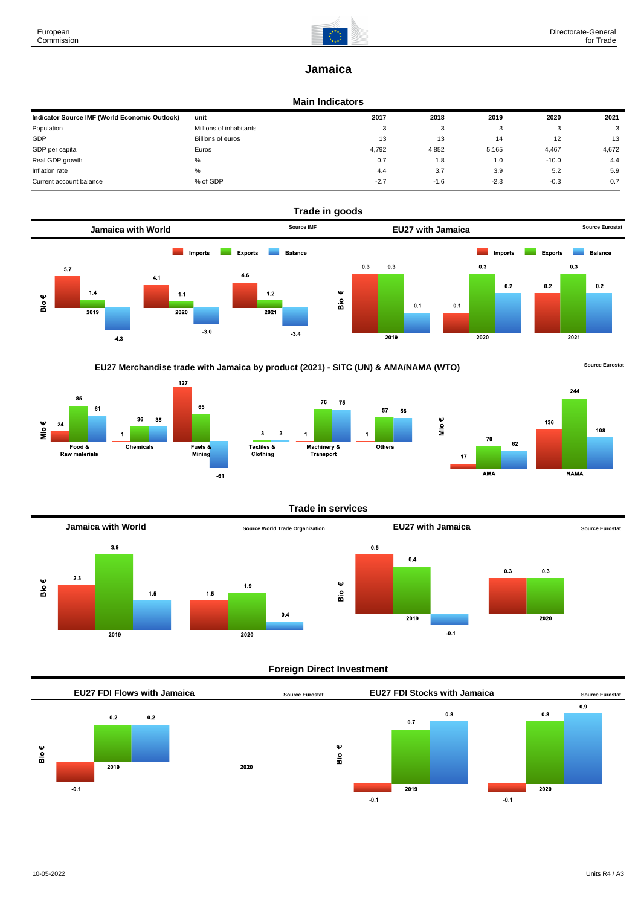# Jamaica

## Main Indicators

| Indicator Source IMF (World Economic Outlook) | unit | 2017 | 2018 | 2019 | 2020 | 2021 |
|---|---|---|---|---|---|---|
| Population | Millions of inhabitants | 3 | 3 | 3 | 3 | 3 |
| GDP | Billions of euros | 13 | 13 | 14 | 12 | 13 |
| GDP per capita | Euros | 4,792 | 4,852 | 5,165 | 4,467 | 4,672 |
| Real GDP growth | % | 0.7 | 1.8 | 1.0 | -10.0 | 4.4 |
| Inflation rate | % | 4.4 | 3.7 | 3.9 | 5.2 | 5.9 |
| Current account balance | % of GDP | -2.7 | -1.6 | -2.3 | -0.3 | 0.7 |

## Trade in goods

### Jamaica with World

Source IMF

Bio €

| | Imports | Exports | Balance |
|---|---|---|---|
| 2019 | 5.7 | 1.4 | -4.3 |
| 2020 | 4.1 | 1.1 | -3.0 |
| 2021 | 4.6 | 1.2 | -3.4 |

### EU27 with Jamaica

Source Eurostat

Bio €

| | Imports | Exports | Balance |
|---|---|---|---|
| 2019 | 0.3 | 0.3 | 0.1 |
| 2020 | 0.1 | 0.3 | 0.2 |
| 2021 | 0.2 | 0.3 | 0.2 |

### EU27 Merchandise trade with Jamaica by product (2021) - SITC (UN) & AMA/NAMA (WTO)

Source Eurostat

Mio €

| | Imports | Exports | Balance |
|---|---|---|---|
| Food & Raw materials | 24 | 85 | 61 |
| Chemicals | 1 | 36 | 35 |
| Fuels & Mining | 127 | 65 | -61 |
| Textiles & Clothing | | 3 | 3 |
| Machinery & Transport | 1 | 76 | 75 |
| Others | 1 | 57 | 56 |

Mio €

| | Imports | Exports | Balance |
|---|---|---|---|
| AMA | 17 | 78 | 62 |
| NAMA | 136 | 244 | 108 |

## Trade in services

### Jamaica with World

Source World Trade Organization

Bio €

| | Imports | Exports | Balance |
|---|---|---|---|
| 2019 | 2.3 | 3.9 | 1.5 |
| 2020 | 1.5 | 1.9 | 0.4 |

### EU27 with Jamaica

Source Eurostat

Bio €

| | Imports | Exports | Balance |
|---|---|---|---|
| 2019 | 0.5 | 0.4 | -0.1 |
| 2020 | 0.3 | 0.3 | |

## Foreign Direct Investment

### EU27 FDI Flows with Jamaica

Source Eurostat

Bio €

| | | | |
|---|---|---|---|
| 2019 | -0.1 | 0.2 | 0.2 |
| 2020 | | | |

### EU27 FDI Stocks with Jamaica

Source Eurostat

Bio €

| | | | |
|---|---|---|---|
| 2019 | -0.1 | 0.7 | 0.8 |
| 2020 | -0.1 | 0.8 | 0.9 |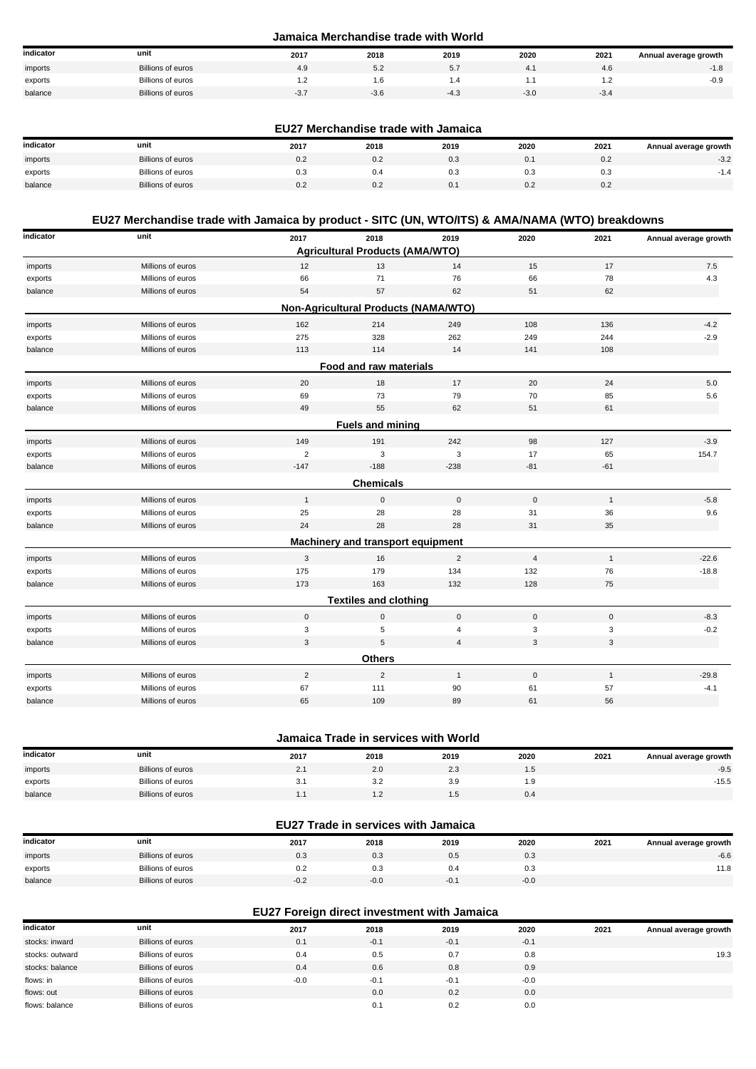## Jamaica Merchandise trade with World

| indicator | unit | 2017 | 2018 | 2019 | 2020 | 2021 | Annual average growth |
|---|---|---|---|---|---|---|---|
| imports | Billions of euros | 4.9 | 5.2 | 5.7 | 4.1 | 4.6 | -1.8 |
| exports | Billions of euros | 1.2 | 1.6 | 1.4 | 1.1 | 1.2 | -0.9 |
| balance | Billions of euros | -3.7 | -3.6 | -4.3 | -3.0 | -3.4 | |

## EU27 Merchandise trade with Jamaica

| indicator | unit | 2017 | 2018 | 2019 | 2020 | 2021 | Annual average growth |
|---|---|---|---|---|---|---|---|
| imports | Billions of euros | 0.2 | 0.2 | 0.3 | 0.1 | 0.2 | -3.2 |
| exports | Billions of euros | 0.3 | 0.4 | 0.3 | 0.3 | 0.3 | -1.4 |
| balance | Billions of euros | 0.2 | 0.2 | 0.1 | 0.2 | 0.2 | |

## EU27 Merchandise trade with Jamaica by product - SITC (UN, WTO/ITS) & AMA/NAMA (WTO) breakdowns

| indicator | unit | 2017 | 2018 | 2019 | 2020 | 2021 | Annual average growth |
|---|---|---|---|---|---|---|---|
| **Agricultural Products (AMA/WTO)** | | | | | | | |
| imports | Millions of euros | 12 | 13 | 14 | 15 | 17 | 7.5 |
| exports | Millions of euros | 66 | 71 | 76 | 66 | 78 | 4.3 |
| balance | Millions of euros | 54 | 57 | 62 | 51 | 62 | |
| **Non-Agricultural Products (NAMA/WTO)** | | | | | | | |
| imports | Millions of euros | 162 | 214 | 249 | 108 | 136 | -4.2 |
| exports | Millions of euros | 275 | 328 | 262 | 249 | 244 | -2.9 |
| balance | Millions of euros | 113 | 114 | 14 | 141 | 108 | |
| **Food and raw materials** | | | | | | | |
| imports | Millions of euros | 20 | 18 | 17 | 20 | 24 | 5.0 |
| exports | Millions of euros | 69 | 73 | 79 | 70 | 85 | 5.6 |
| balance | Millions of euros | 49 | 55 | 62 | 51 | 61 | |
| **Fuels and mining** | | | | | | | |
| imports | Millions of euros | 149 | 191 | 242 | 98 | 127 | -3.9 |
| exports | Millions of euros | 2 | 3 | 3 | 17 | 65 | 154.7 |
| balance | Millions of euros | -147 | -188 | -238 | -81 | -61 | |
| **Chemicals** | | | | | | | |
| imports | Millions of euros | 1 | 0 | 0 | 0 | 1 | -5.8 |
| exports | Millions of euros | 25 | 28 | 28 | 31 | 36 | 9.6 |
| balance | Millions of euros | 24 | 28 | 28 | 31 | 35 | |
| **Machinery and transport equipment** | | | | | | | |
| imports | Millions of euros | 3 | 16 | 2 | 4 | 1 | -22.6 |
| exports | Millions of euros | 175 | 179 | 134 | 132 | 76 | -18.8 |
| balance | Millions of euros | 173 | 163 | 132 | 128 | 75 | |
| **Textiles and clothing** | | | | | | | |
| imports | Millions of euros | 0 | 0 | 0 | 0 | 0 | -8.3 |
| exports | Millions of euros | 3 | 5 | 4 | 3 | 3 | -0.2 |
| balance | Millions of euros | 3 | 5 | 4 | 3 | 3 | |
| **Others** | | | | | | | |
| imports | Millions of euros | 2 | 2 | 1 | 0 | 1 | -29.8 |
| exports | Millions of euros | 67 | 111 | 90 | 61 | 57 | -4.1 |
| balance | Millions of euros | 65 | 109 | 89 | 61 | 56 | |

## Jamaica Trade in services with World

| indicator | unit | 2017 | 2018 | 2019 | 2020 | 2021 | Annual average growth |
|---|---|---|---|---|---|---|---|
| imports | Billions of euros | 2.1 | 2.0 | 2.3 | 1.5 | | -9.5 |
| exports | Billions of euros | 3.1 | 3.2 | 3.9 | 1.9 | | -15.5 |
| balance | Billions of euros | 1.1 | 1.2 | 1.5 | 0.4 | | |

## EU27 Trade in services with Jamaica

| indicator | unit | 2017 | 2018 | 2019 | 2020 | 2021 | Annual average growth |
|---|---|---|---|---|---|---|---|
| imports | Billions of euros | 0.3 | 0.3 | 0.5 | 0.3 | | -6.6 |
| exports | Billions of euros | 0.2 | 0.3 | 0.4 | 0.3 | | 11.8 |
| balance | Billions of euros | -0.2 | -0.0 | -0.1 | -0.0 | | |

## EU27 Foreign direct investment with Jamaica

| indicator | unit | 2017 | 2018 | 2019 | 2020 | 2021 | Annual average growth |
|---|---|---|---|---|---|---|---|
| stocks: inward | Billions of euros | 0.1 | -0.1 | -0.1 | -0.1 | | |
| stocks: outward | Billions of euros | 0.4 | 0.5 | 0.7 | 0.8 | | 19.3 |
| stocks: balance | Billions of euros | 0.4 | 0.6 | 0.8 | 0.9 | | |
| flows: in | Billions of euros | -0.0 | -0.1 | -0.1 | -0.0 | | |
| flows: out | Billions of euros | | 0.0 | 0.2 | 0.0 | | |
| flows: balance | Billions of euros | | 0.1 | 0.2 | 0.0 | | |